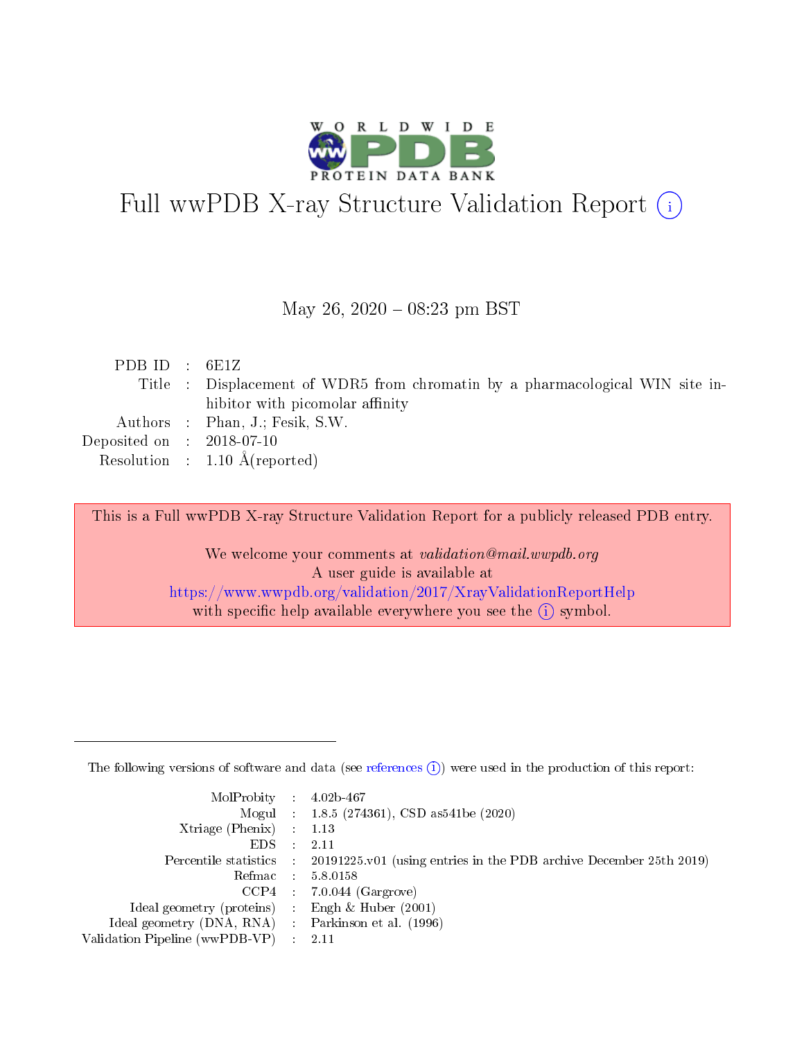# Full wwPDB X-ray Structure Validation Report (i)

May 26, 2020 – 08:23 pm BST

| | | |
|---|---|---|
| PDB ID | : | 6E1Z |
| Title | : | Displacement of WDR5 from chromatin by a pharmacological WIN site inhibitor with picomolar affinity |
| Authors | : | Phan, J.; Fesik, S.W. |
| Deposited on | : | 2018-07-10 |
| Resolution | : | 1.10 Å(reported) |

This is a Full wwPDB X-ray Structure Validation Report for a publicly released PDB entry.

We welcome your comments at *validation@mail.wwpdb.org*
A user guide is available at
https://www.wwpdb.org/validation/2017/XrayValidationReportHelp
with specific help available everywhere you see the (i) symbol.

---

The following versions of software and data (see references (i)) were used in the production of this report:

| | | |
|---|---|---|
| MolProbity | : | 4.02b-467 |
| Mogul | : | 1.8.5 (274361), CSD as541be (2020) |
| Xtriage (Phenix) | : | 1.13 |
| EDS | : | 2.11 |
| Percentile statistics | : | 20191225.v01 (using entries in the PDB archive December 25th 2019) |
| Refmac | : | 5.8.0158 |
| CCP4 | : | 7.0.044 (Gargrove) |
| Ideal geometry (proteins) | : | Engh & Huber (2001) |
| Ideal geometry (DNA, RNA) | : | Parkinson et al. (1996) |
| Validation Pipeline (wwPDB-VP) | : | 2.11 |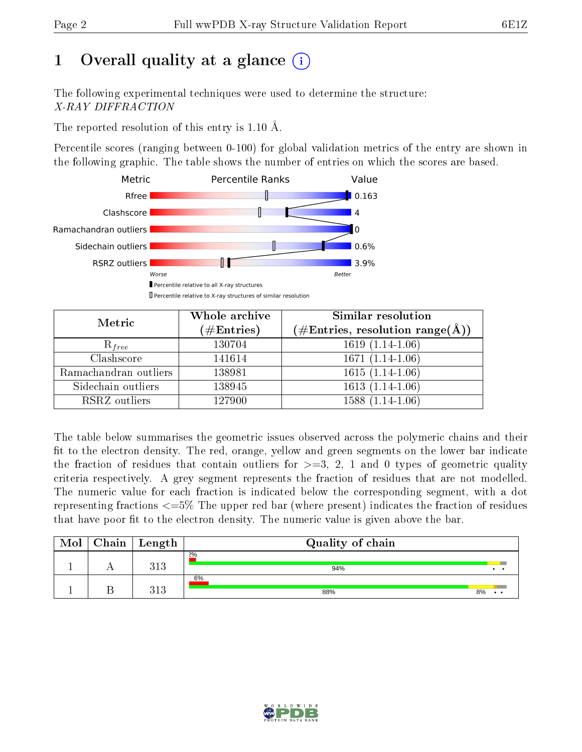# 1 Overall quality at a glance

The following experimental techniques were used to determine the structure:
*X-RAY DIFFRACTION*

The reported resolution of this entry is 1.10 Å.

Percentile scores (ranging between 0-100) for global validation metrics of the entry are shown in the following graphic. The table shows the number of entries on which the scores are based.

| Metric | Value |
|---|---|
| Rfree | 0.163 |
| Clashscore | 4 |
| Ramachandran outliers | 0 |
| Sidechain outliers | 0.6% |
| RSRZ outliers | 3.9% |

| Metric | Whole archive (#Entries) | Similar resolution (#Entries, resolution range(Å)) |
|---|---|---|
| $R_{free}$ | 130704 | 1619 (1.14-1.06) |
| Clashscore | 141614 | 1671 (1.14-1.06) |
| Ramachandran outliers | 138981 | 1615 (1.14-1.06) |
| Sidechain outliers | 138945 | 1613 (1.14-1.06) |
| RSRZ outliers | 127900 | 1588 (1.14-1.06) |

The table below summarises the geometric issues observed across the polymeric chains and their fit to the electron density. The red, orange, yellow and green segments on the lower bar indicate the fraction of residues that contain outliers for >=3, 2, 1 and 0 types of geometric quality criteria respectively. A grey segment represents the fraction of residues that are not modelled. The numeric value for each fraction is indicated below the corresponding segment, with a dot representing fractions <=5% The upper red bar (where present) indicates the fraction of residues that have poor fit to the electron density. The numeric value is given above the bar.

| Mol | Chain | Length | Quality of chain |
|---|---|---|---|
| 1 | A | 313 | 2%; 94% • • |
| 1 | B | 313 | 6%; 88% 8% • • |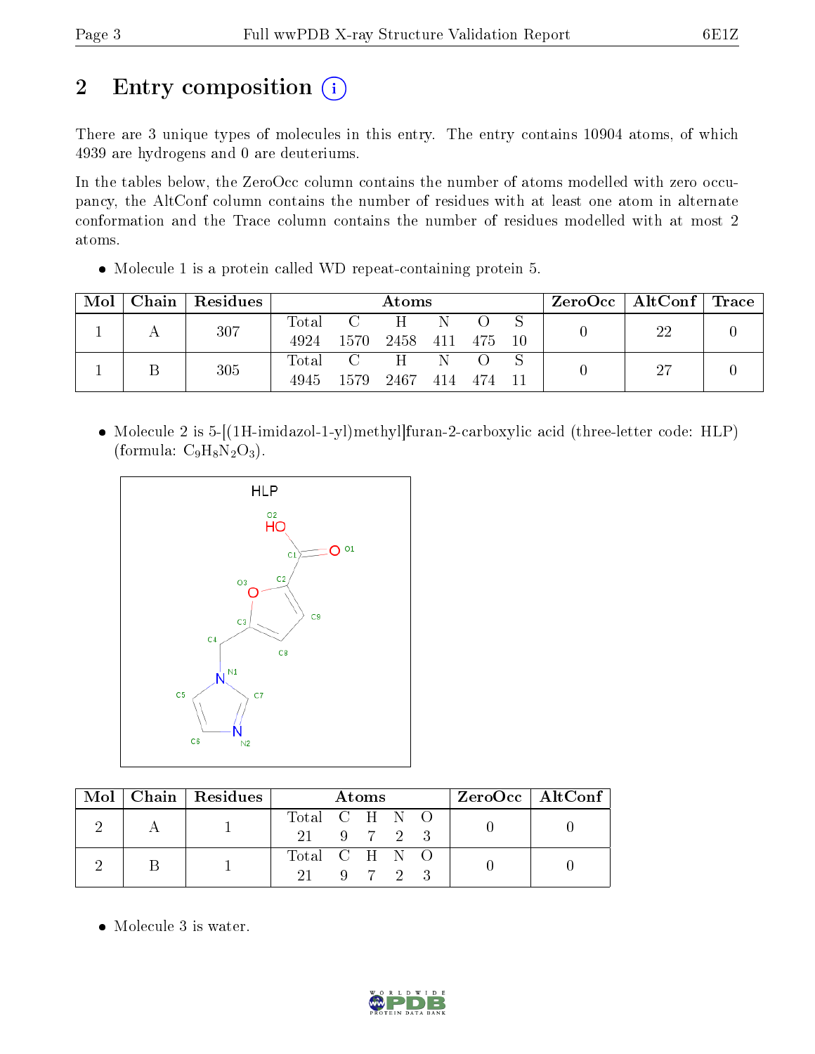# 2 Entry composition

There are 3 unique types of molecules in this entry. The entry contains 10904 atoms, of which 4939 are hydrogens and 0 are deuteriums.

In the tables below, the ZeroOcc column contains the number of atoms modelled with zero occupancy, the AltConf column contains the number of residues with at least one atom in alternate conformation and the Trace column contains the number of residues modelled with at most 2 atoms.

- Molecule 1 is a protein called WD repeat-containing protein 5.

| Mol | Chain | Residues | Atoms | | | | | | ZeroOcc | AltConf | Trace |
|---|---|---|---|---|---|---|---|---|---|---|---|
| 1 | A | 307 | Total<br>4924 | C<br>1570 | H<br>2458 | N<br>411 | O<br>475 | S<br>10 | 0 | 22 | 0 |
| 1 | B | 305 | Total<br>4945 | C<br>1579 | H<br>2467 | N<br>414 | O<br>474 | S<br>11 | 0 | 27 | 0 |

- Molecule 2 is 5-[(1H-imidazol-1-yl)methyl]furan-2-carboxylic acid (three-letter code: HLP) (formula: $C_9H_8N_2O_3$).

| Mol | Chain | Residues | Atoms | | | | | ZeroOcc | AltConf |
|---|---|---|---|---|---|---|---|---|---|
| 2 | A | 1 | Total<br>21 | C<br>9 | H<br>7 | N<br>2 | O<br>3 | 0 | 0 |
| 2 | B | 1 | Total<br>21 | C<br>9 | H<br>7 | N<br>2 | O<br>3 | 0 | 0 |

- Molecule 3 is water.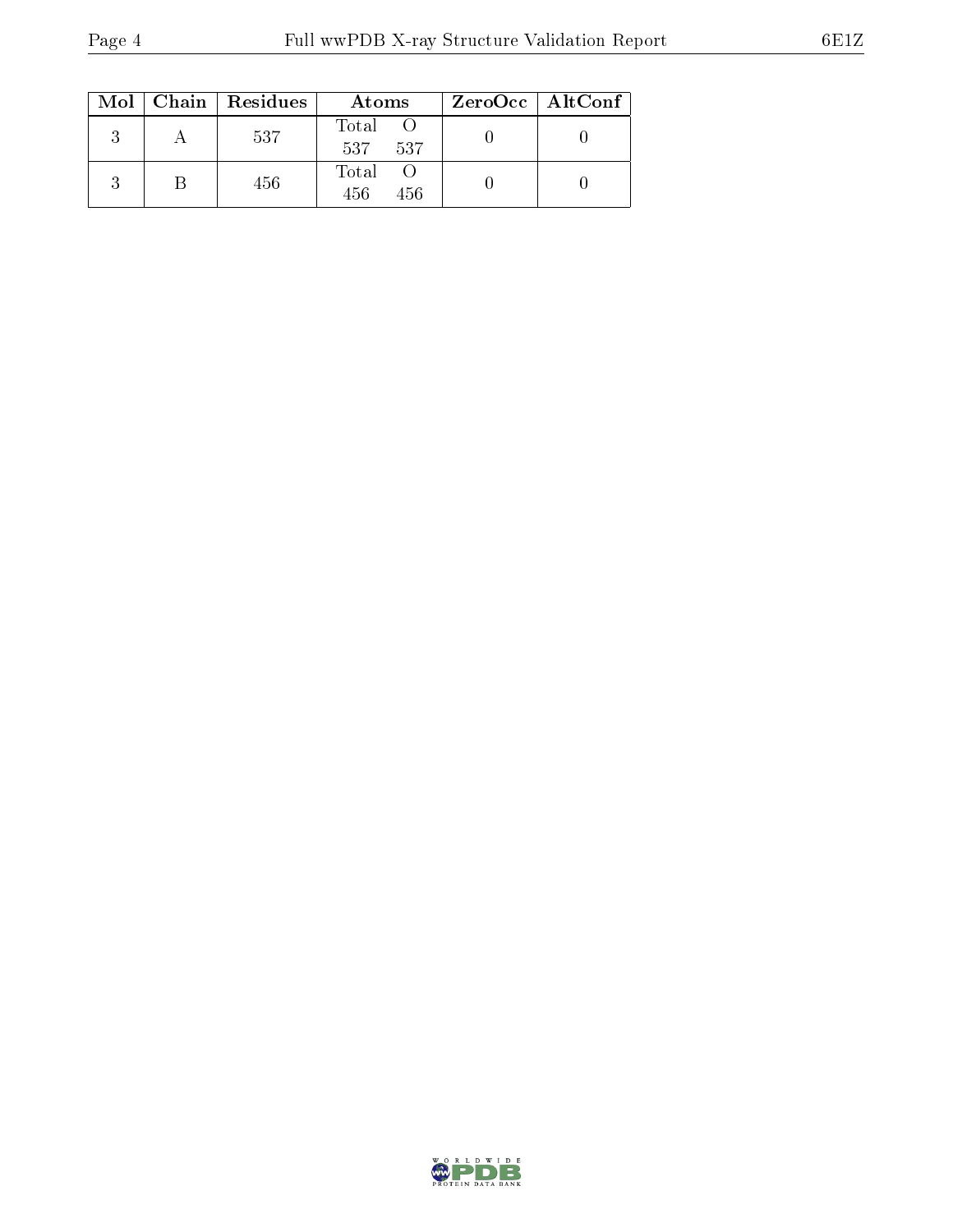| Mol | Chain | Residues | Atoms | | ZeroOcc | AltConf |
|---|---|---|---|---|---|---|
| | | | Total | O | | |
| 3 | A | 537 | 537 | 537 | 0 | 0 |
| 3 | B | 456 | 456 | 456 | 0 | 0 |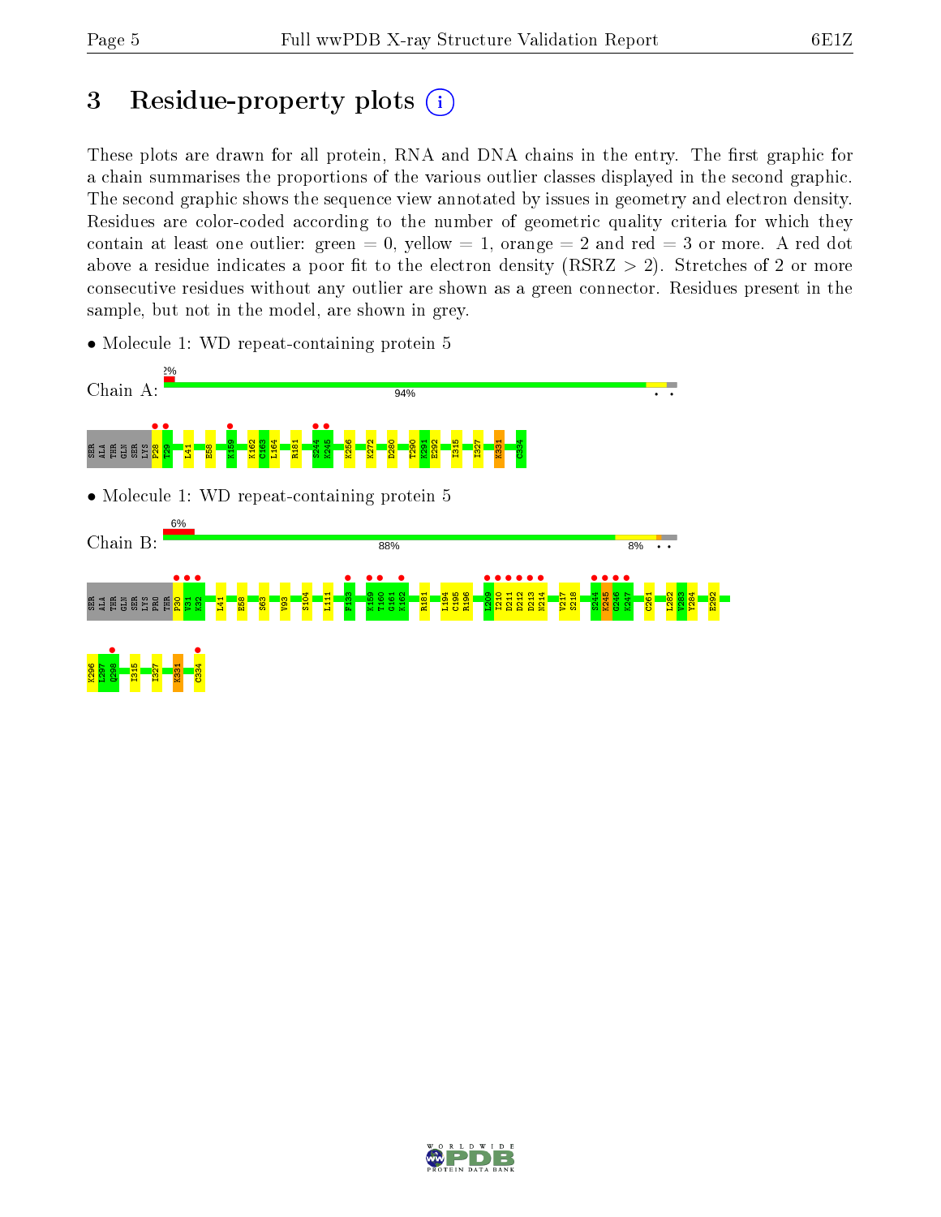# 3 Residue-property plots

These plots are drawn for all protein, RNA and DNA chains in the entry. The first graphic for a chain summarises the proportions of the various outlier classes displayed in the second graphic. The second graphic shows the sequence view annotated by issues in geometry and electron density. Residues are color-coded according to the number of geometric quality criteria for which they contain at least one outlier: green = 0, yellow = 1, orange = 2 and red = 3 or more. A red dot above a residue indicates a poor fit to the electron density (RSRZ > 2). Stretches of 2 or more consecutive residues without any outlier are shown as a green connector. Residues present in the sample, but not in the model, are shown in grey.

- Molecule 1: WD repeat-containing protein 5

Chain A: 2% | 94%

SER ALA THR GLN SER LYS P28 T29 L41 E58 K159 K162 C163 L164 R181 S244 K245 K256 K272 D280 T290 K291 E292 I315 I327 K331 C334

- Molecule 1: WD repeat-containing protein 5

Chain B: 6% | 88% | 8%

SER ALA THR GLN SER LYS PRO THR P30 V31 K32 L41 E58 S63 V93 S104 I111 F133 K159 T160 G161 K162 R181 L194 C195 R196 I209 I210 D211 D212 D213 N214 V217 S218 S244 K245 G246 K247 C261 L282 V283 Y284 E292 K296 L297 Q298 I315 I327 K331 C334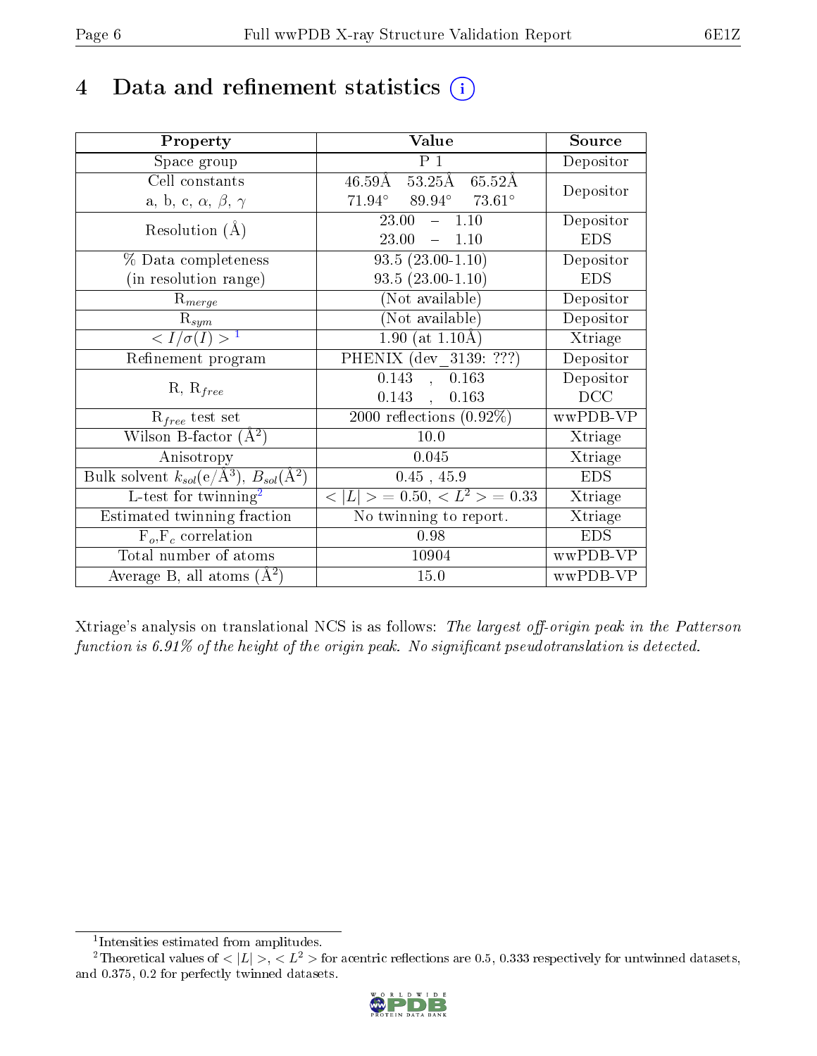# 4 Data and refinement statistics (i)

| Property | Value | Source |
|---|---|---|
| Space group | P 1 | Depositor |
| Cell constants<br>a, b, c, $\alpha$, $\beta$, $\gamma$ | 46.59Å 53.25Å 65.52Å<br>71.94° 89.94° 73.61° | Depositor |
| Resolution (Å) | 23.00 – 1.10<br>23.00 – 1.10 | Depositor<br>EDS |
| % Data completeness<br>(in resolution range) | 93.5 (23.00-1.10)<br>93.5 (23.00-1.10) | Depositor<br>EDS |
| $R_{merge}$ | (Not available) | Depositor |
| $R_{sym}$ | (Not available) | Depositor |
| $< I/\sigma(I) >$ [1] | 1.90 (at 1.10Å) | Xtriage |
| Refinement program | PHENIX (dev_3139: ???) | Depositor |
| R, $R_{free}$ | 0.143 , 0.163<br>0.143 , 0.163 | Depositor<br>DCC |
| $R_{free}$ test set | 2000 reflections (0.92%) | wwPDB-VP |
| Wilson B-factor (Å$^2$) | 10.0 | Xtriage |
| Anisotropy | 0.045 | Xtriage |
| Bulk solvent $k_{sol}$(e/Å$^3$), $B_{sol}$(Å$^2$) | 0.45 , 45.9 | EDS |
| L-test for twinning[2] | $< \|L\| > = 0.50$, $< L^2 > = 0.33$ | Xtriage |
| Estimated twinning fraction | No twinning to report. | Xtriage |
| $F_o$,$F_c$ correlation | 0.98 | EDS |
| Total number of atoms | 10904 | wwPDB-VP |
| Average B, all atoms (Å$^2$) | 15.0 | wwPDB-VP |

Xtriage's analysis on translational NCS is as follows: *The largest off-origin peak in the Patterson function is 6.91% of the height of the origin peak. No significant pseudotranslation is detected.*

[1] Intensities estimated from amplitudes.

[2] Theoretical values of $< |L| >$, $< L^2 >$ for acentric reflections are 0.5, 0.333 respectively for untwinned datasets, and 0.375, 0.2 for perfectly twinned datasets.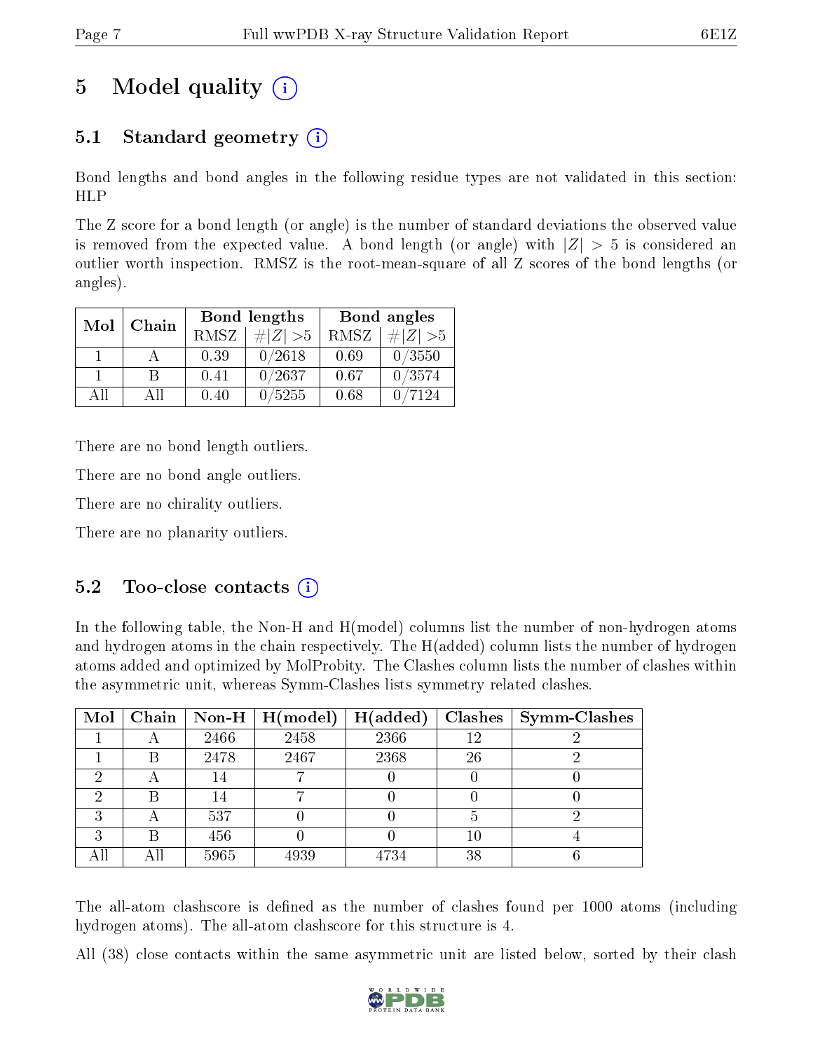# 5 Model quality (i)

## 5.1 Standard geometry (i)

Bond lengths and bond angles in the following residue types are not validated in this section: HLP

The Z score for a bond length (or angle) is the number of standard deviations the observed value is removed from the expected value. A bond length (or angle) with $|Z| > 5$ is considered an outlier worth inspection. RMSZ is the root-mean-square of all Z scores of the bond lengths (or angles).

| Mol | Chain | Bond lengths | | Bond angles | |
|---|---|---|---|---|---|
| | | RMSZ | #$\|Z\|$ >5 | RMSZ | #$\|Z\|$ >5 |
| 1 | A | 0.39 | 0/2618 | 0.69 | 0/3550 |
| 1 | B | 0.41 | 0/2637 | 0.67 | 0/3574 |
| All | All | 0.40 | 0/5255 | 0.68 | 0/7124 |

There are no bond length outliers.

There are no bond angle outliers.

There are no chirality outliers.

There are no planarity outliers.

## 5.2 Too-close contacts (i)

In the following table, the Non-H and H(model) columns list the number of non-hydrogen atoms and hydrogen atoms in the chain respectively. The H(added) column lists the number of hydrogen atoms added and optimized by MolProbity. The Clashes column lists the number of clashes within the asymmetric unit, whereas Symm-Clashes lists symmetry related clashes.

| Mol | Chain | Non-H | H(model) | H(added) | Clashes | Symm-Clashes |
|---|---|---|---|---|---|---|
| 1 | A | 2466 | 2458 | 2366 | 12 | 2 |
| 1 | B | 2478 | 2467 | 2368 | 26 | 2 |
| 2 | A | 14 | 7 | 0 | 0 | 0 |
| 2 | B | 14 | 7 | 0 | 0 | 0 |
| 3 | A | 537 | 0 | 0 | 5 | 2 |
| 3 | B | 456 | 0 | 0 | 10 | 4 |
| All | All | 5965 | 4939 | 4734 | 38 | 6 |

The all-atom clashscore is defined as the number of clashes found per 1000 atoms (including hydrogen atoms). The all-atom clashscore for this structure is 4.

All (38) close contacts within the same asymmetric unit are listed below, sorted by their clash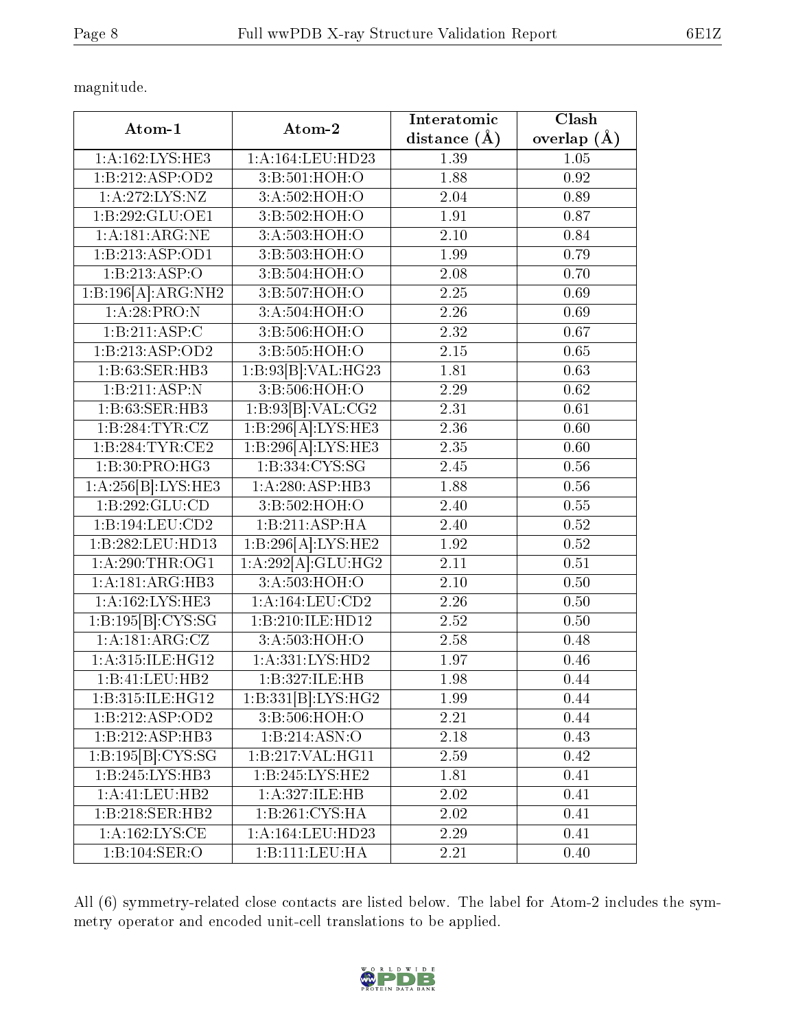magnitude.

| Atom-1 | Atom-2 | Interatomic distance (Å) | Clash overlap (Å) |
|---|---|---|---|
| 1:A:162:LYS:HE3 | 1:A:164:LEU:HD23 | 1.39 | 1.05 |
| 1:B:212:ASP:OD2 | 3:B:501:HOH:O | 1.88 | 0.92 |
| 1:A:272:LYS:NZ | 3:A:502:HOH:O | 2.04 | 0.89 |
| 1:B:292:GLU:OE1 | 3:B:502:HOH:O | 1.91 | 0.87 |
| 1:A:181:ARG:NE | 3:A:503:HOH:O | 2.10 | 0.84 |
| 1:B:213:ASP:OD1 | 3:B:503:HOH:O | 1.99 | 0.79 |
| 1:B:213:ASP:O | 3:B:504:HOH:O | 2.08 | 0.70 |
| 1:B:196[A]:ARG:NH2 | 3:B:507:HOH:O | 2.25 | 0.69 |
| 1:A:28:PRO:N | 3:A:504:HOH:O | 2.26 | 0.69 |
| 1:B:211:ASP:C | 3:B:506:HOH:O | 2.32 | 0.67 |
| 1:B:213:ASP:OD2 | 3:B:505:HOH:O | 2.15 | 0.65 |
| 1:B:63:SER:HB3 | 1:B:93[B]:VAL:HG23 | 1.81 | 0.63 |
| 1:B:211:ASP:N | 3:B:506:HOH:O | 2.29 | 0.62 |
| 1:B:63:SER:HB3 | 1:B:93[B]:VAL:CG2 | 2.31 | 0.61 |
| 1:B:284:TYR:CZ | 1:B:296[A]:LYS:HE3 | 2.36 | 0.60 |
| 1:B:284:TYR:CE2 | 1:B:296[A]:LYS:HE3 | 2.35 | 0.60 |
| 1:B:30:PRO:HG3 | 1:B:334:CYS:SG | 2.45 | 0.56 |
| 1:A:256[B]:LYS:HE3 | 1:A:280:ASP:HB3 | 1.88 | 0.56 |
| 1:B:292:GLU:CD | 3:B:502:HOH:O | 2.40 | 0.55 |
| 1:B:194:LEU:CD2 | 1:B:211:ASP:HA | 2.40 | 0.52 |
| 1:B:282:LEU:HD13 | 1:B:296[A]:LYS:HE2 | 1.92 | 0.52 |
| 1:A:290:THR:OG1 | 1:A:292[A]:GLU:HG2 | 2.11 | 0.51 |
| 1:A:181:ARG:HB3 | 3:A:503:HOH:O | 2.10 | 0.50 |
| 1:A:162:LYS:HE3 | 1:A:164:LEU:CD2 | 2.26 | 0.50 |
| 1:B:195[B]:CYS:SG | 1:B:210:ILE:HD12 | 2.52 | 0.50 |
| 1:A:181:ARG:CZ | 3:A:503:HOH:O | 2.58 | 0.48 |
| 1:A:315:ILE:HG12 | 1:A:331:LYS:HD2 | 1.97 | 0.46 |
| 1:B:41:LEU:HB2 | 1:B:327:ILE:HB | 1.98 | 0.44 |
| 1:B:315:ILE:HG12 | 1:B:331[B]:LYS:HG2 | 1.99 | 0.44 |
| 1:B:212:ASP:OD2 | 3:B:506:HOH:O | 2.21 | 0.44 |
| 1:B:212:ASP:HB3 | 1:B:214:ASN:O | 2.18 | 0.43 |
| 1:B:195[B]:CYS:SG | 1:B:217:VAL:HG11 | 2.59 | 0.42 |
| 1:B:245:LYS:HB3 | 1:B:245:LYS:HE2 | 1.81 | 0.41 |
| 1:A:41:LEU:HB2 | 1:A:327:ILE:HB | 2.02 | 0.41 |
| 1:B:218:SER:HB2 | 1:B:261:CYS:HA | 2.02 | 0.41 |
| 1:A:162:LYS:CE | 1:A:164:LEU:HD23 | 2.29 | 0.41 |
| 1:B:104:SER:O | 1:B:111:LEU:HA | 2.21 | 0.40 |

All (6) symmetry-related close contacts are listed below. The label for Atom-2 includes the symmetry operator and encoded unit-cell translations to be applied.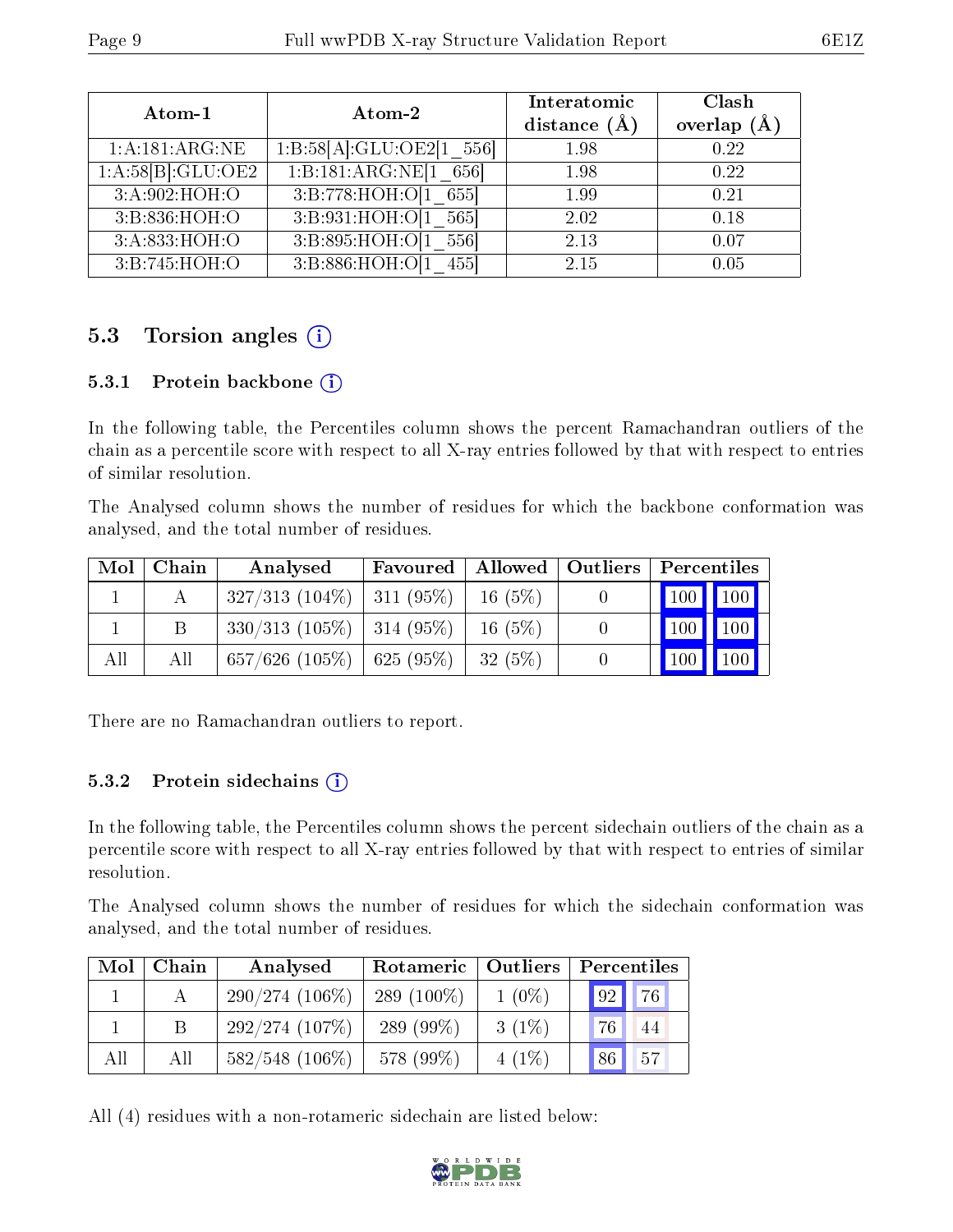| Atom-1 | Atom-2 | Interatomic distance (Å) | Clash overlap (Å) |
|---|---|---|---|
| 1:A:181:ARG:NE | 1:B:58[A]:GLU:OE2[1_556] | 1.98 | 0.22 |
| 1:A:58[B]:GLU:OE2 | 1:B:181:ARG:NE[1_656] | 1.98 | 0.22 |
| 3:A:902:HOH:O | 3:B:778:HOH:O[1_655] | 1.99 | 0.21 |
| 3:B:836:HOH:O | 3:B:931:HOH:O[1_565] | 2.02 | 0.18 |
| 3:A:833:HOH:O | 3:B:895:HOH:O[1_556] | 2.13 | 0.07 |
| 3:B:745:HOH:O | 3:B:886:HOH:O[1_455] | 2.15 | 0.05 |

## 5.3 Torsion angles

### 5.3.1 Protein backbone

In the following table, the Percentiles column shows the percent Ramachandran outliers of the chain as a percentile score with respect to all X-ray entries followed by that with respect to entries of similar resolution.

The Analysed column shows the number of residues for which the backbone conformation was analysed, and the total number of residues.

| Mol | Chain | Analysed | Favoured | Allowed | Outliers | Percentiles | |
|---|---|---|---|---|---|---|---|
| 1 | A | 327/313 (104%) | 311 (95%) | 16 (5%) | 0 | 100 | 100 |
| 1 | B | 330/313 (105%) | 314 (95%) | 16 (5%) | 0 | 100 | 100 |
| All | All | 657/626 (105%) | 625 (95%) | 32 (5%) | 0 | 100 | 100 |

There are no Ramachandran outliers to report.

### 5.3.2 Protein sidechains

In the following table, the Percentiles column shows the percent sidechain outliers of the chain as a percentile score with respect to all X-ray entries followed by that with respect to entries of similar resolution.

The Analysed column shows the number of residues for which the sidechain conformation was analysed, and the total number of residues.

| Mol | Chain | Analysed | Rotameric | Outliers | Percentiles | |
|---|---|---|---|---|---|---|
| 1 | A | 290/274 (106%) | 289 (100%) | 1 (0%) | 92 | 76 |
| 1 | B | 292/274 (107%) | 289 (99%) | 3 (1%) | 76 | 44 |
| All | All | 582/548 (106%) | 578 (99%) | 4 (1%) | 86 | 57 |

All (4) residues with a non-rotameric sidechain are listed below: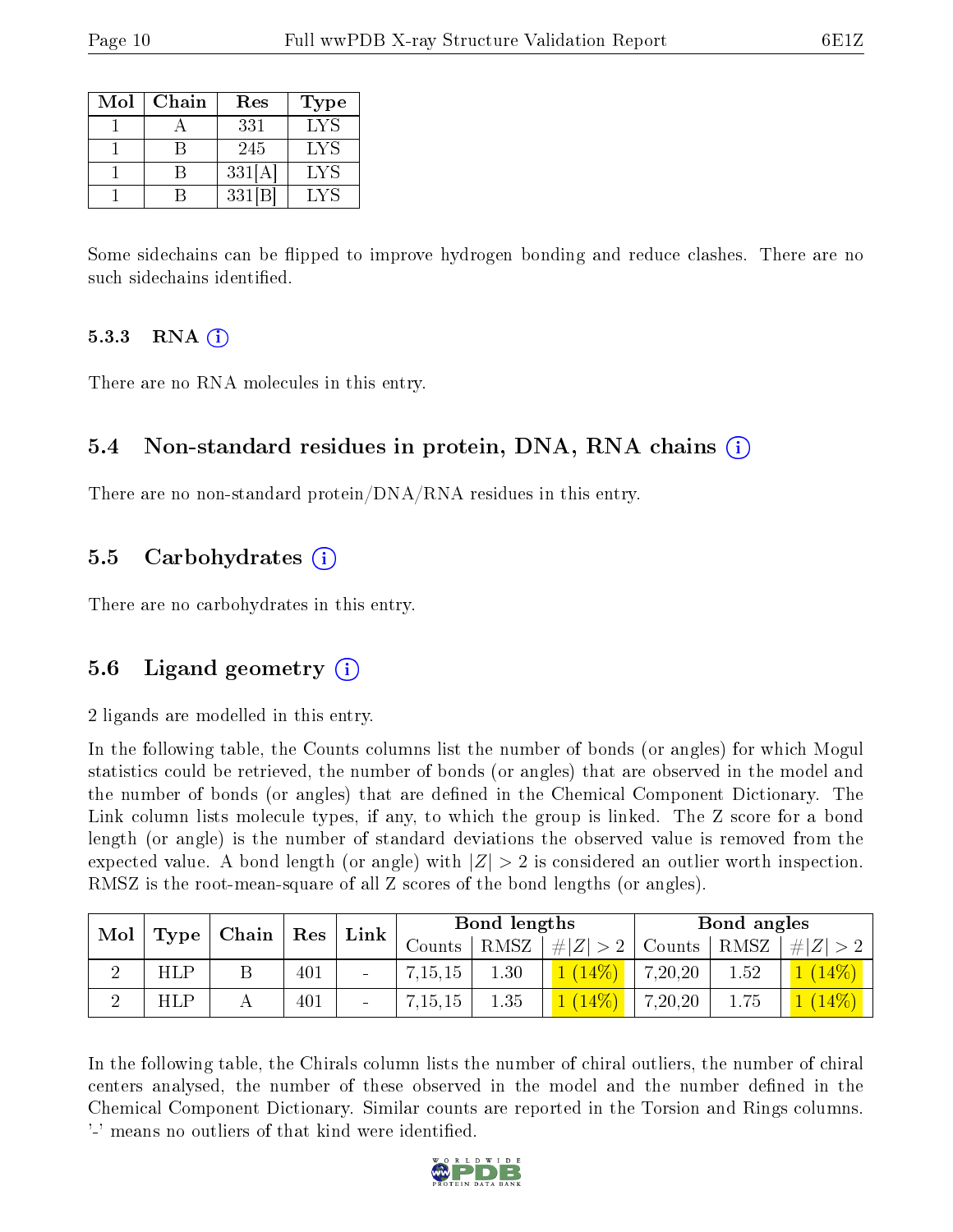| Mol | Chain | Res | Type |
|---|---|---|---|
| 1 | A | 331 | LYS |
| 1 | B | 245 | LYS |
| 1 | B | 331[A] | LYS |
| 1 | B | 331[B] | LYS |

Some sidechains can be flipped to improve hydrogen bonding and reduce clashes. There are no such sidechains identified.

#### 5.3.3 RNA

There are no RNA molecules in this entry.

### 5.4 Non-standard residues in protein, DNA, RNA chains

There are no non-standard protein/DNA/RNA residues in this entry.

### 5.5 Carbohydrates

There are no carbohydrates in this entry.

### 5.6 Ligand geometry

2 ligands are modelled in this entry.

In the following table, the Counts columns list the number of bonds (or angles) for which Mogul statistics could be retrieved, the number of bonds (or angles) that are observed in the model and the number of bonds (or angles) that are defined in the Chemical Component Dictionary. The Link column lists molecule types, if any, to which the group is linked. The Z score for a bond length (or angle) is the number of standard deviations the observed value is removed from the expected value. A bond length (or angle) with $|Z| > 2$ is considered an outlier worth inspection. RMSZ is the root-mean-square of all Z scores of the bond lengths (or angles).

| Mol | Type | Chain | Res | Link | Bond lengths | | | Bond angles | | |
|---|---|---|---|---|---|---|---|---|---|---|
| | | | | | Counts | RMSZ | $\#\|Z\| > 2$ | Counts | RMSZ | $\#\|Z\| > 2$ |
| 2 | HLP | B | 401 | - | 7,15,15 | 1.30 | 1 (14%) | 7,20,20 | 1.52 | 1 (14%) |
| 2 | HLP | A | 401 | - | 7,15,15 | 1.35 | 1 (14%) | 7,20,20 | 1.75 | 1 (14%) |

In the following table, the Chirals column lists the number of chiral outliers, the number of chiral centers analysed, the number of these observed in the model and the number defined in the Chemical Component Dictionary. Similar counts are reported in the Torsion and Rings columns. '-' means no outliers of that kind were identified.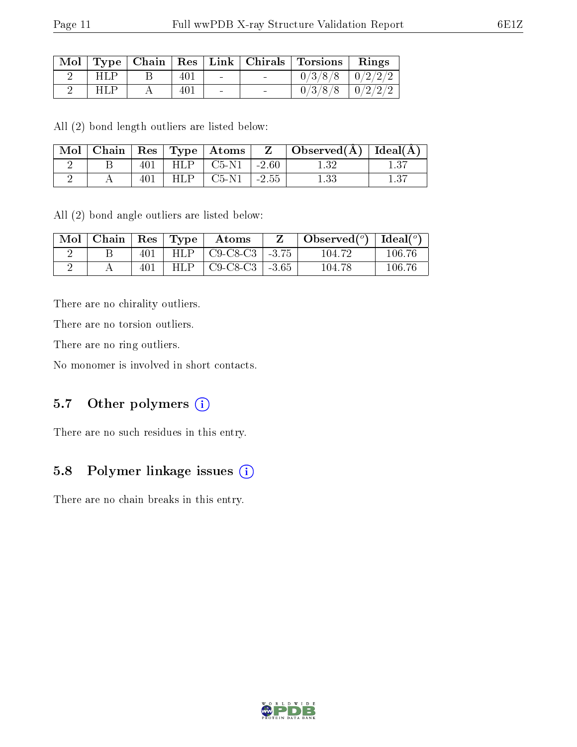| Mol | Type | Chain | Res | Link | Chirals | Torsions | Rings |
|---|---|---|---|---|---|---|---|
| 2 | HLP | B | 401 | - | - | 0/3/8/8 | 0/2/2/2 |
| 2 | HLP | A | 401 | - | - | 0/3/8/8 | 0/2/2/2 |

All (2) bond length outliers are listed below:

| Mol | Chain | Res | Type | Atoms | Z | Observed(Å) | Ideal(Å) |
|---|---|---|---|---|---|---|---|
| 2 | B | 401 | HLP | C5-N1 | -2.60 | 1.32 | 1.37 |
| 2 | A | 401 | HLP | C5-N1 | -2.55 | 1.33 | 1.37 |

All (2) bond angle outliers are listed below:

| Mol | Chain | Res | Type | Atoms | Z | Observed(°) | Ideal(°) |
|---|---|---|---|---|---|---|---|
| 2 | B | 401 | HLP | C9-C8-C3 | -3.75 | 104.72 | 106.76 |
| 2 | A | 401 | HLP | C9-C8-C3 | -3.65 | 104.78 | 106.76 |

There are no chirality outliers.

There are no torsion outliers.

There are no ring outliers.

No monomer is involved in short contacts.

## 5.7 Other polymers

There are no such residues in this entry.

## 5.8 Polymer linkage issues

There are no chain breaks in this entry.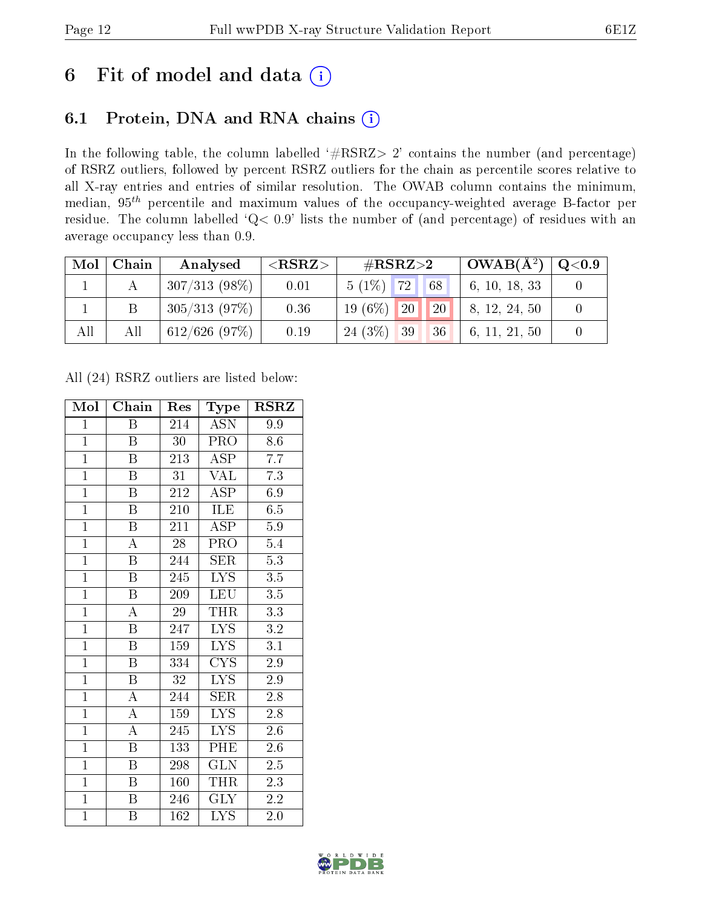# 6 Fit of model and data

## 6.1 Protein, DNA and RNA chains

In the following table, the column labelled '#RSRZ> 2' contains the number (and percentage) of RSRZ outliers, followed by percent RSRZ outliers for the chain as percentile scores relative to all X-ray entries and entries of similar resolution. The OWAB column contains the minimum, median, $95^{th}$ percentile and maximum values of the occupancy-weighted average B-factor per residue. The column labelled 'Q< 0.9' lists the number of (and percentage) of residues with an average occupancy less than 0.9.

| Mol | Chain | Analysed | <RSRZ> | #RSRZ>2 | | | OWAB(Å$^2$) | Q<0.9 |
|---|---|---|---|---|---|---|---|---|
| 1 | A | 307/313 (98%) | 0.01 | 5 (1%) | 72 | 68 | 6, 10, 18, 33 | 0 |
| 1 | B | 305/313 (97%) | 0.36 | 19 (6%) | 20 | 20 | 8, 12, 24, 50 | 0 |
| All | All | 612/626 (97%) | 0.19 | 24 (3%) | 39 | 36 | 6, 11, 21, 50 | 0 |

All (24) RSRZ outliers are listed below:

| Mol | Chain | Res | Type | RSRZ |
|---|---|---|---|---|
| 1 | B | 214 | ASN | 9.9 |
| 1 | B | 30 | PRO | 8.6 |
| 1 | B | 213 | ASP | 7.7 |
| 1 | B | 31 | VAL | 7.3 |
| 1 | B | 212 | ASP | 6.9 |
| 1 | B | 210 | ILE | 6.5 |
| 1 | B | 211 | ASP | 5.9 |
| 1 | A | 28 | PRO | 5.4 |
| 1 | B | 244 | SER | 5.3 |
| 1 | B | 245 | LYS | 3.5 |
| 1 | B | 209 | LEU | 3.5 |
| 1 | A | 29 | THR | 3.3 |
| 1 | B | 247 | LYS | 3.2 |
| 1 | B | 159 | LYS | 3.1 |
| 1 | B | 334 | CYS | 2.9 |
| 1 | B | 32 | LYS | 2.9 |
| 1 | A | 244 | SER | 2.8 |
| 1 | A | 159 | LYS | 2.8 |
| 1 | A | 245 | LYS | 2.6 |
| 1 | B | 133 | PHE | 2.6 |
| 1 | B | 298 | GLN | 2.5 |
| 1 | B | 160 | THR | 2.3 |
| 1 | B | 246 | GLY | 2.2 |
| 1 | B | 162 | LYS | 2.0 |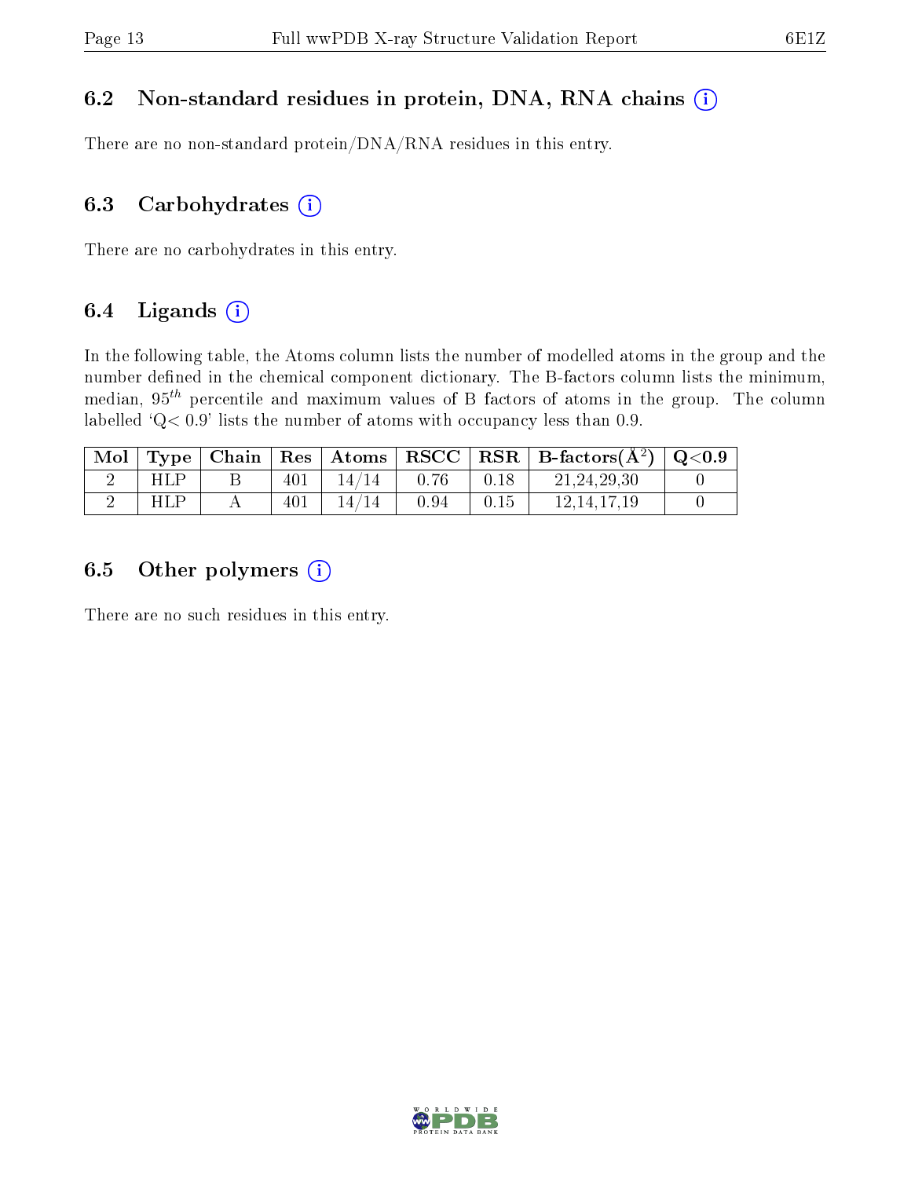### 6.2 Non-standard residues in protein, DNA, RNA chains (i)

There are no non-standard protein/DNA/RNA residues in this entry.

### 6.3 Carbohydrates (i)

There are no carbohydrates in this entry.

### 6.4 Ligands (i)

In the following table, the Atoms column lists the number of modelled atoms in the group and the number defined in the chemical component dictionary. The B-factors column lists the minimum, median, $95^{th}$ percentile and maximum values of B factors of atoms in the group. The column labelled 'Q< 0.9' lists the number of atoms with occupancy less than 0.9.

| Mol | Type | Chain | Res | Atoms | RSCC | RSR | B-factors(Å$^2$) | Q<0.9 |
|---|---|---|---|---|---|---|---|---|
| 2 | HLP | B | 401 | 14/14 | 0.76 | 0.18 | 21,24,29,30 | 0 |
| 2 | HLP | A | 401 | 14/14 | 0.94 | 0.15 | 12,14,17,19 | 0 |

### 6.5 Other polymers (i)

There are no such residues in this entry.